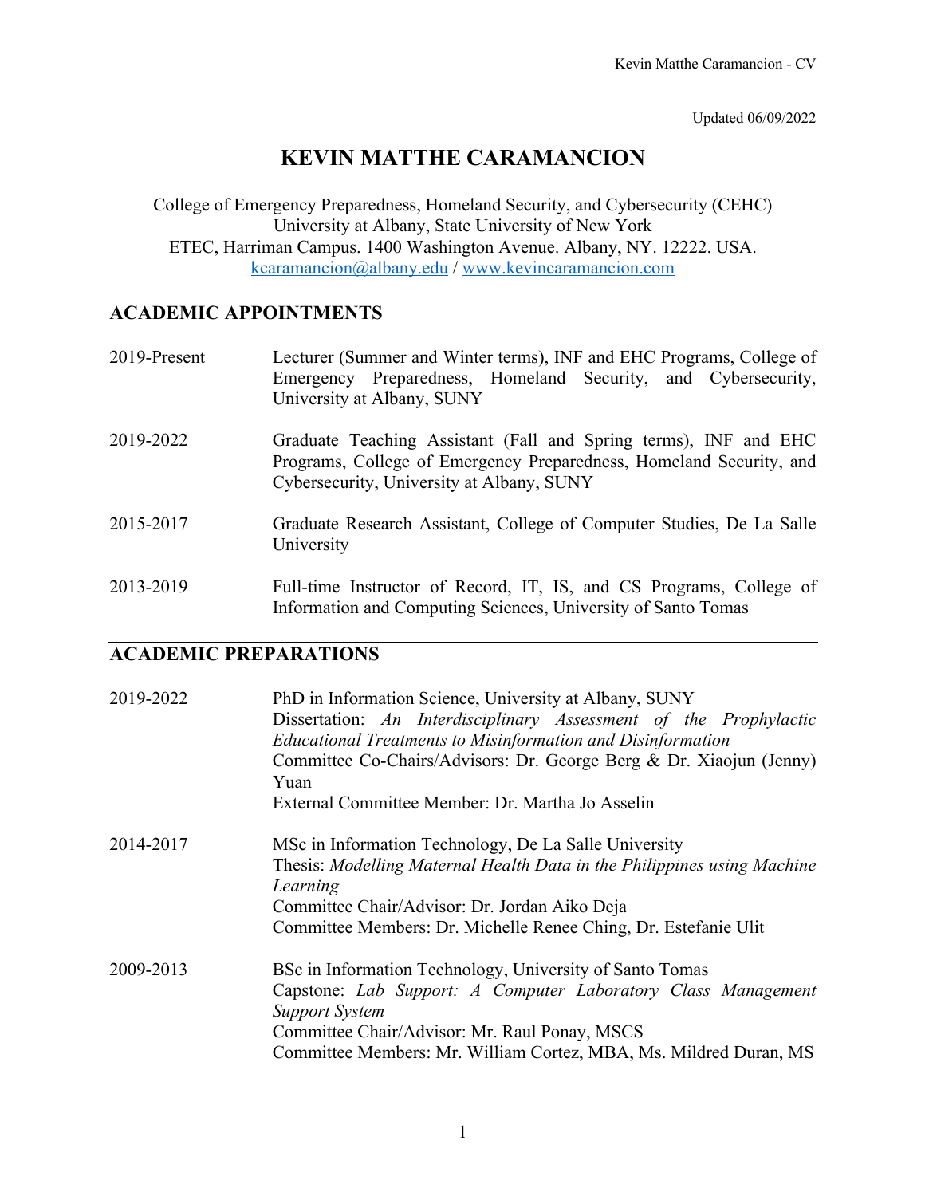Updated 06/09/2022

# KEVIN MATTHE CARAMANCION

College of Emergency Preparedness, Homeland Security, and Cybersecurity (CEHC)
University at Albany, State University of New York
ETEC, Harriman Campus. 1400 Washington Avenue. Albany, NY. 12222. USA.
kcaramancion@albany.edu / www.kevincaramancion.com

## ACADEMIC APPOINTMENTS

| | |
|---|---|
| 2019-Present | Lecturer (Summer and Winter terms), INF and EHC Programs, College of Emergency Preparedness, Homeland Security, and Cybersecurity, University at Albany, SUNY |
| 2019-2022 | Graduate Teaching Assistant (Fall and Spring terms), INF and EHC Programs, College of Emergency Preparedness, Homeland Security, and Cybersecurity, University at Albany, SUNY |
| 2015-2017 | Graduate Research Assistant, College of Computer Studies, De La Salle University |
| 2013-2019 | Full-time Instructor of Record, IT, IS, and CS Programs, College of Information and Computing Sciences, University of Santo Tomas |

## ACADEMIC PREPARATIONS

| | |
|---|---|
| 2019-2022 | PhD in Information Science, University at Albany, SUNY<br>Dissertation: *An Interdisciplinary Assessment of the Prophylactic Educational Treatments to Misinformation and Disinformation*<br>Committee Co-Chairs/Advisors: Dr. George Berg & Dr. Xiaojun (Jenny) Yuan<br>External Committee Member: Dr. Martha Jo Asselin |
| 2014-2017 | MSc in Information Technology, De La Salle University<br>Thesis: *Modelling Maternal Health Data in the Philippines using Machine Learning*<br>Committee Chair/Advisor: Dr. Jordan Aiko Deja<br>Committee Members: Dr. Michelle Renee Ching, Dr. Estefanie Ulit |
| 2009-2013 | BSc in Information Technology, University of Santo Tomas<br>Capstone: *Lab Support: A Computer Laboratory Class Management Support System*<br>Committee Chair/Advisor: Mr. Raul Ponay, MSCS<br>Committee Members: Mr. William Cortez, MBA, Ms. Mildred Duran, MS |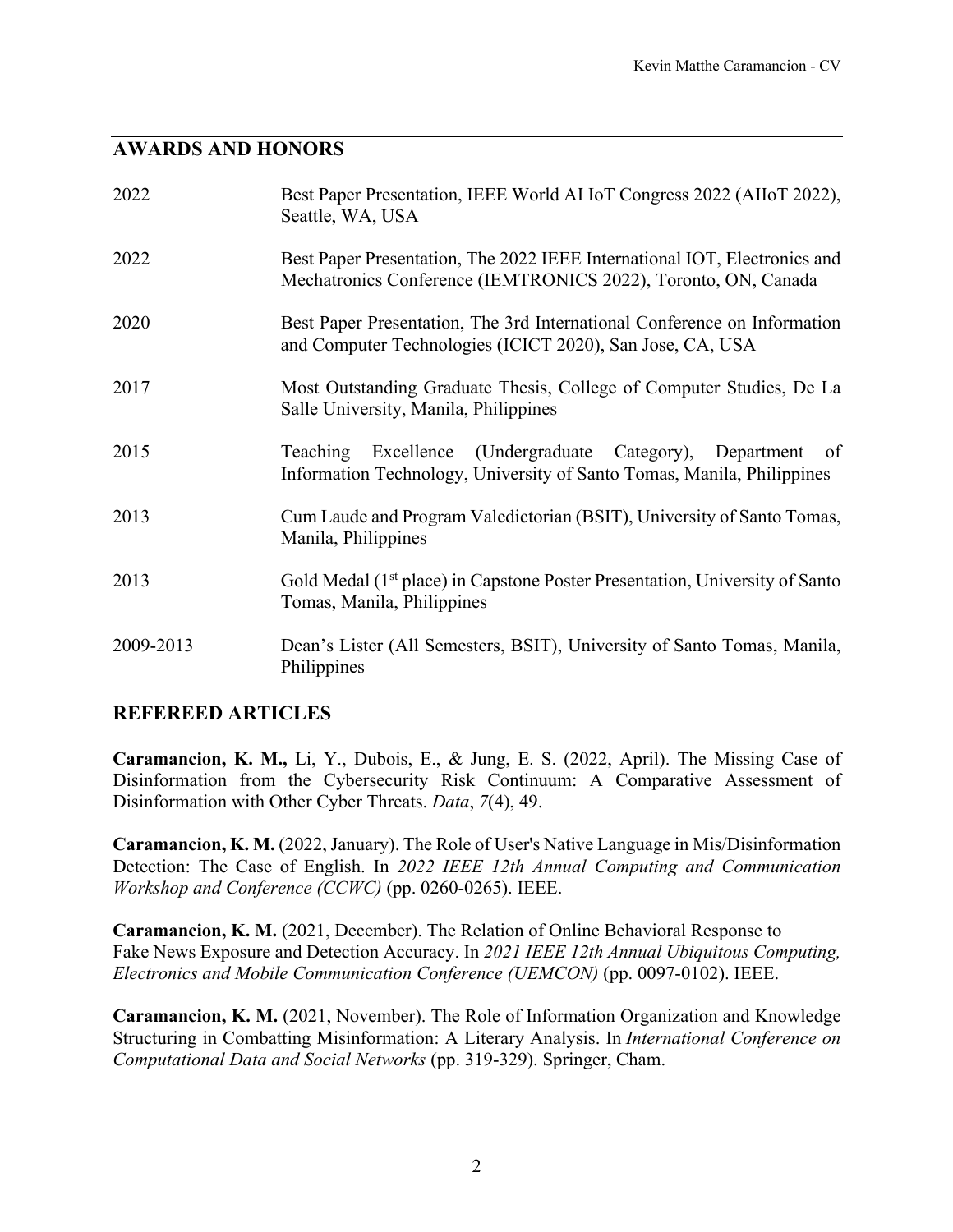## AWARDS AND HONORS

| | |
|---|---|
| 2022 | Best Paper Presentation, IEEE World AI IoT Congress 2022 (AIIoT 2022), Seattle, WA, USA |
| 2022 | Best Paper Presentation, The 2022 IEEE International IOT, Electronics and Mechatronics Conference (IEMTRONICS 2022), Toronto, ON, Canada |
| 2020 | Best Paper Presentation, The 3rd International Conference on Information and Computer Technologies (ICICT 2020), San Jose, CA, USA |
| 2017 | Most Outstanding Graduate Thesis, College of Computer Studies, De La Salle University, Manila, Philippines |
| 2015 | Teaching Excellence (Undergraduate Category), Department of Information Technology, University of Santo Tomas, Manila, Philippines |
| 2013 | Cum Laude and Program Valedictorian (BSIT), University of Santo Tomas, Manila, Philippines |
| 2013 | Gold Medal (1st place) in Capstone Poster Presentation, University of Santo Tomas, Manila, Philippines |
| 2009-2013 | Dean's Lister (All Semesters, BSIT), University of Santo Tomas, Manila, Philippines |

## REFEREED ARTICLES

**Caramancion, K. M.,** Li, Y., Dubois, E., & Jung, E. S. (2022, April). The Missing Case of Disinformation from the Cybersecurity Risk Continuum: A Comparative Assessment of Disinformation with Other Cyber Threats. *Data*, *7*(4), 49.

**Caramancion, K. M.** (2022, January). The Role of User's Native Language in Mis/Disinformation Detection: The Case of English. In *2022 IEEE 12th Annual Computing and Communication Workshop and Conference (CCWC)* (pp. 0260-0265). IEEE.

**Caramancion, K. M.** (2021, December). The Relation of Online Behavioral Response to Fake News Exposure and Detection Accuracy. In *2021 IEEE 12th Annual Ubiquitous Computing, Electronics and Mobile Communication Conference (UEMCON)* (pp. 0097-0102). IEEE.

**Caramancion, K. M.** (2021, November). The Role of Information Organization and Knowledge Structuring in Combatting Misinformation: A Literary Analysis. In *International Conference on Computational Data and Social Networks* (pp. 319-329). Springer, Cham.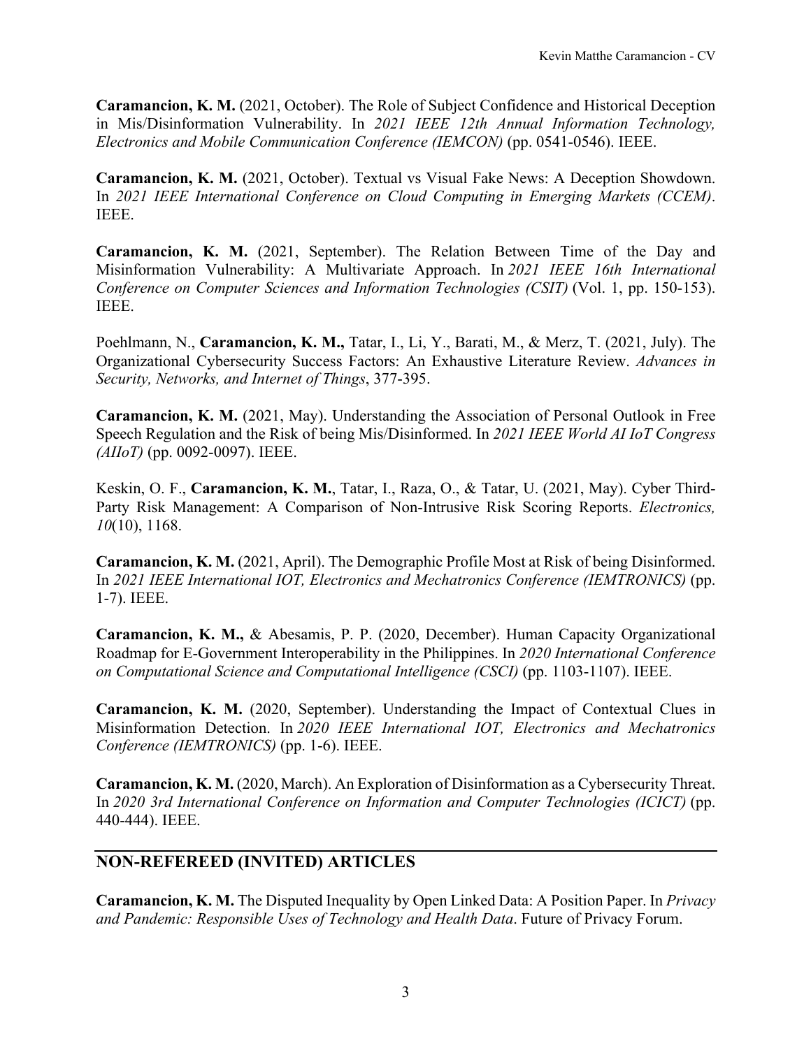**Caramancion, K. M.** (2021, October). The Role of Subject Confidence and Historical Deception in Mis/Disinformation Vulnerability. In *2021 IEEE 12th Annual Information Technology, Electronics and Mobile Communication Conference (IEMCON)* (pp. 0541-0546). IEEE.

**Caramancion, K. M.** (2021, October). Textual vs Visual Fake News: A Deception Showdown. In *2021 IEEE International Conference on Cloud Computing in Emerging Markets (CCEM)*. IEEE.

**Caramancion, K. M.** (2021, September). The Relation Between Time of the Day and Misinformation Vulnerability: A Multivariate Approach. In *2021 IEEE 16th International Conference on Computer Sciences and Information Technologies (CSIT)* (Vol. 1, pp. 150-153). IEEE.

Poehlmann, N., **Caramancion, K. M.,** Tatar, I., Li, Y., Barati, M., & Merz, T. (2021, July). The Organizational Cybersecurity Success Factors: An Exhaustive Literature Review. *Advances in Security, Networks, and Internet of Things*, 377-395.

**Caramancion, K. M.** (2021, May). Understanding the Association of Personal Outlook in Free Speech Regulation and the Risk of being Mis/Disinformed. In *2021 IEEE World AI IoT Congress (AIIoT)* (pp. 0092-0097). IEEE.

Keskin, O. F., **Caramancion, K. M.**, Tatar, I., Raza, O., & Tatar, U. (2021, May). Cyber Third-Party Risk Management: A Comparison of Non-Intrusive Risk Scoring Reports. *Electronics, 10*(10), 1168.

**Caramancion, K. M.** (2021, April). The Demographic Profile Most at Risk of being Disinformed. In *2021 IEEE International IOT, Electronics and Mechatronics Conference (IEMTRONICS)* (pp. 1-7). IEEE.

**Caramancion, K. M.,** & Abesamis, P. P. (2020, December). Human Capacity Organizational Roadmap for E-Government Interoperability in the Philippines. In *2020 International Conference on Computational Science and Computational Intelligence (CSCI)* (pp. 1103-1107). IEEE.

**Caramancion, K. M.** (2020, September). Understanding the Impact of Contextual Clues in Misinformation Detection. In *2020 IEEE International IOT, Electronics and Mechatronics Conference (IEMTRONICS)* (pp. 1-6). IEEE.

**Caramancion, K. M.** (2020, March). An Exploration of Disinformation as a Cybersecurity Threat. In *2020 3rd International Conference on Information and Computer Technologies (ICICT)* (pp. 440-444). IEEE.

## NON-REFEREED (INVITED) ARTICLES

**Caramancion, K. M.** The Disputed Inequality by Open Linked Data: A Position Paper. In *Privacy and Pandemic: Responsible Uses of Technology and Health Data*. Future of Privacy Forum.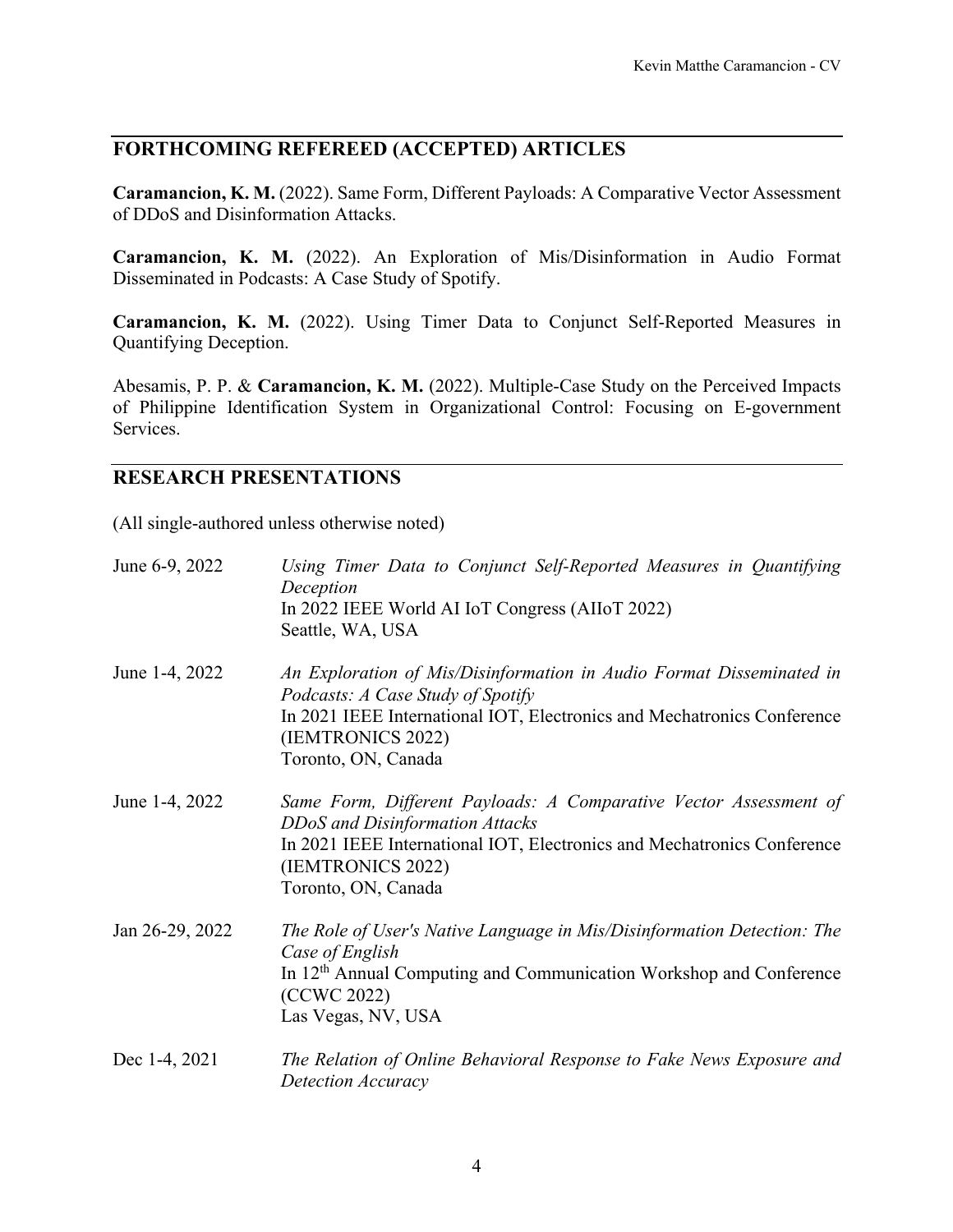## FORTHCOMING REFEREED (ACCEPTED) ARTICLES

**Caramancion, K. M.** (2022). Same Form, Different Payloads: A Comparative Vector Assessment of DDoS and Disinformation Attacks.

**Caramancion, K. M.** (2022). An Exploration of Mis/Disinformation in Audio Format Disseminated in Podcasts: A Case Study of Spotify.

**Caramancion, K. M.** (2022). Using Timer Data to Conjunct Self-Reported Measures in Quantifying Deception.

Abesamis, P. P. & **Caramancion, K. M.** (2022). Multiple-Case Study on the Perceived Impacts of Philippine Identification System in Organizational Control: Focusing on E-government Services.

## RESEARCH PRESENTATIONS

(All single-authored unless otherwise noted)

June 6-9, 2022 — *Using Timer Data to Conjunct Self-Reported Measures in Quantifying Deception*
In 2022 IEEE World AI IoT Congress (AIIoT 2022)
Seattle, WA, USA

June 1-4, 2022 — *An Exploration of Mis/Disinformation in Audio Format Disseminated in Podcasts: A Case Study of Spotify*
In 2021 IEEE International IOT, Electronics and Mechatronics Conference (IEMTRONICS 2022)
Toronto, ON, Canada

June 1-4, 2022 — *Same Form, Different Payloads: A Comparative Vector Assessment of DDoS and Disinformation Attacks*
In 2021 IEEE International IOT, Electronics and Mechatronics Conference (IEMTRONICS 2022)
Toronto, ON, Canada

Jan 26-29, 2022 — *The Role of User's Native Language in Mis/Disinformation Detection: The Case of English*
In 12th Annual Computing and Communication Workshop and Conference (CCWC 2022)
Las Vegas, NV, USA

Dec 1-4, 2021 — *The Relation of Online Behavioral Response to Fake News Exposure and Detection Accuracy*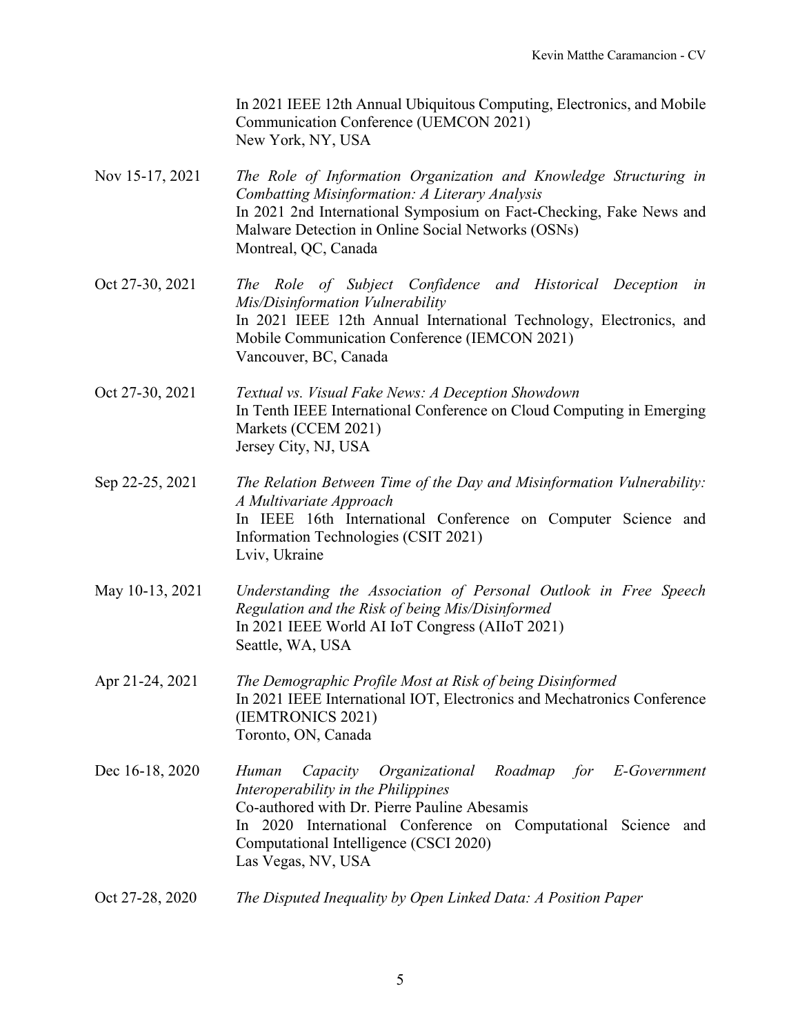In 2021 IEEE 12th Annual Ubiquitous Computing, Electronics, and Mobile Communication Conference (UEMCON 2021)
New York, NY, USA

Nov 15-17, 2021 *The Role of Information Organization and Knowledge Structuring in Combatting Misinformation: A Literary Analysis*
In 2021 2nd International Symposium on Fact-Checking, Fake News and Malware Detection in Online Social Networks (OSNs)
Montreal, QC, Canada

Oct 27-30, 2021 *The Role of Subject Confidence and Historical Deception in Mis/Disinformation Vulnerability*
In 2021 IEEE 12th Annual International Technology, Electronics, and Mobile Communication Conference (IEMCON 2021)
Vancouver, BC, Canada

Oct 27-30, 2021 *Textual vs. Visual Fake News: A Deception Showdown*
In Tenth IEEE International Conference on Cloud Computing in Emerging Markets (CCEM 2021)
Jersey City, NJ, USA

Sep 22-25, 2021 *The Relation Between Time of the Day and Misinformation Vulnerability: A Multivariate Approach*
In IEEE 16th International Conference on Computer Science and Information Technologies (CSIT 2021)
Lviv, Ukraine

May 10-13, 2021 *Understanding the Association of Personal Outlook in Free Speech Regulation and the Risk of being Mis/Disinformed*
In 2021 IEEE World AI IoT Congress (AIIoT 2021)
Seattle, WA, USA

Apr 21-24, 2021 *The Demographic Profile Most at Risk of being Disinformed*
In 2021 IEEE International IOT, Electronics and Mechatronics Conference (IEMTRONICS 2021)
Toronto, ON, Canada

Dec 16-18, 2020 *Human Capacity Organizational Roadmap for E-Government Interoperability in the Philippines*
Co-authored with Dr. Pierre Pauline Abesamis
In 2020 International Conference on Computational Science and Computational Intelligence (CSCI 2020)
Las Vegas, NV, USA

Oct 27-28, 2020 *The Disputed Inequality by Open Linked Data: A Position Paper*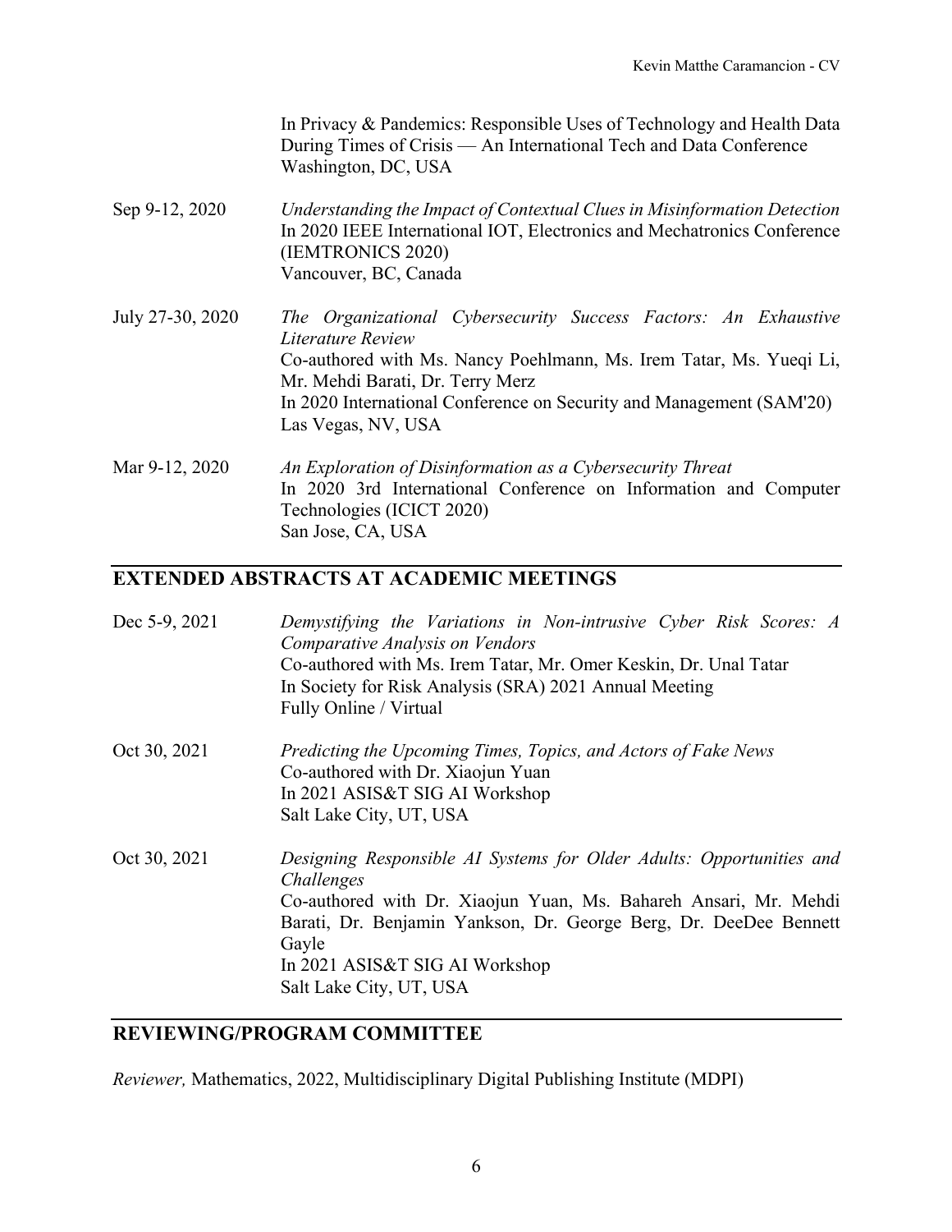In Privacy & Pandemics: Responsible Uses of Technology and Health Data During Times of Crisis — An International Tech and Data Conference
Washington, DC, USA

Sep 9-12, 2020 — *Understanding the Impact of Contextual Clues in Misinformation Detection*
In 2020 IEEE International IOT, Electronics and Mechatronics Conference (IEMTRONICS 2020)
Vancouver, BC, Canada

July 27-30, 2020 — *The Organizational Cybersecurity Success Factors: An Exhaustive Literature Review*
Co-authored with Ms. Nancy Poehlmann, Ms. Irem Tatar, Ms. Yueqi Li, Mr. Mehdi Barati, Dr. Terry Merz
In 2020 International Conference on Security and Management (SAM'20)
Las Vegas, NV, USA

Mar 9-12, 2020 — *An Exploration of Disinformation as a Cybersecurity Threat*
In 2020 3rd International Conference on Information and Computer Technologies (ICICT 2020)
San Jose, CA, USA

## EXTENDED ABSTRACTS AT ACADEMIC MEETINGS

Dec 5-9, 2021 — *Demystifying the Variations in Non-intrusive Cyber Risk Scores: A Comparative Analysis on Vendors*
Co-authored with Ms. Irem Tatar, Mr. Omer Keskin, Dr. Unal Tatar
In Society for Risk Analysis (SRA) 2021 Annual Meeting
Fully Online / Virtual

Oct 30, 2021 — *Predicting the Upcoming Times, Topics, and Actors of Fake News*
Co-authored with Dr. Xiaojun Yuan
In 2021 ASIS&T SIG AI Workshop
Salt Lake City, UT, USA

Oct 30, 2021 — *Designing Responsible AI Systems for Older Adults: Opportunities and Challenges*
Co-authored with Dr. Xiaojun Yuan, Ms. Bahareh Ansari, Mr. Mehdi Barati, Dr. Benjamin Yankson, Dr. George Berg, Dr. DeeDee Bennett Gayle
In 2021 ASIS&T SIG AI Workshop
Salt Lake City, UT, USA

## REVIEWING/PROGRAM COMMITTEE

*Reviewer,* Mathematics, 2022, Multidisciplinary Digital Publishing Institute (MDPI)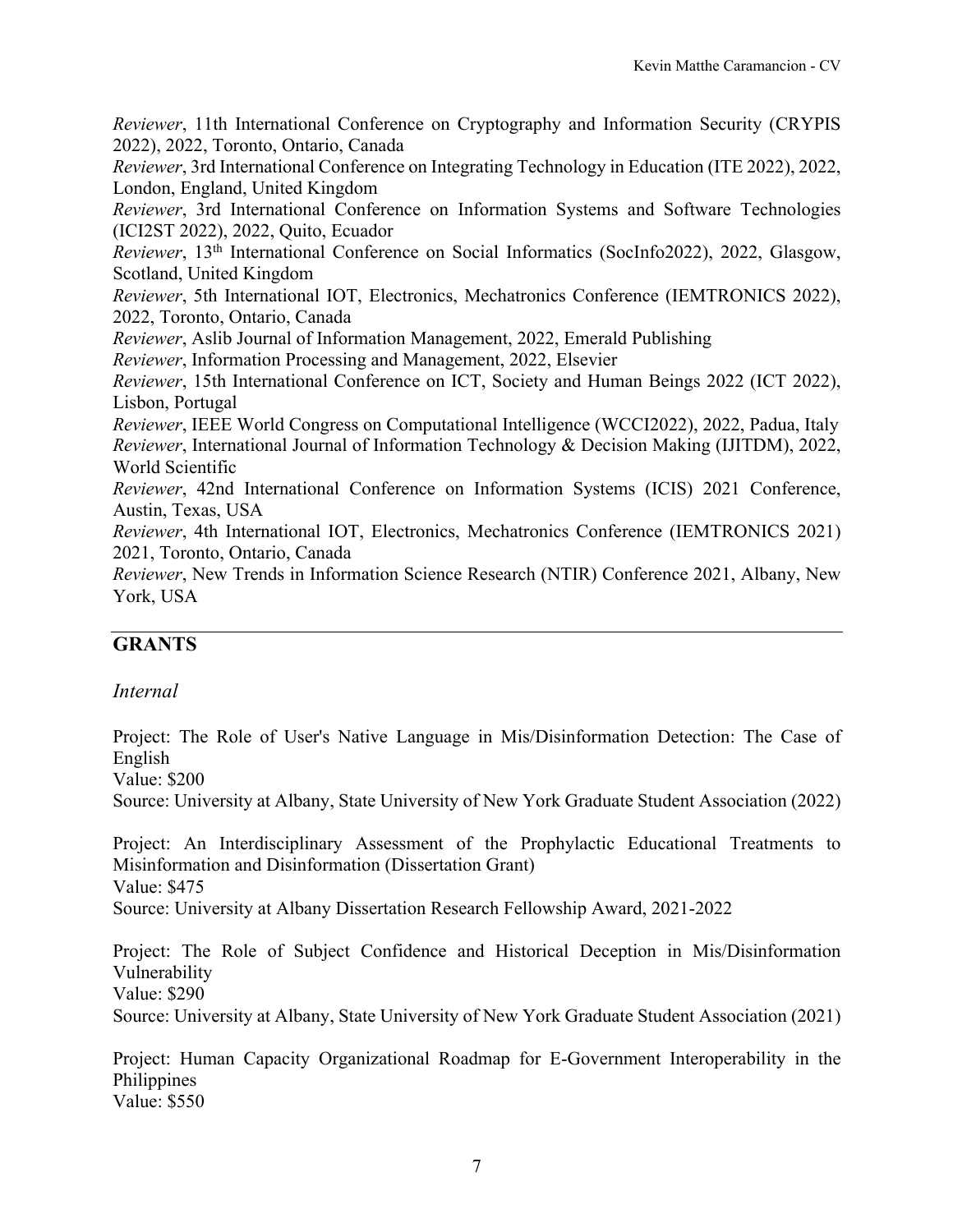*Reviewer*, 11th International Conference on Cryptography and Information Security (CRYPIS 2022), 2022, Toronto, Ontario, Canada
*Reviewer*, 3rd International Conference on Integrating Technology in Education (ITE 2022), 2022, London, England, United Kingdom
*Reviewer*, 3rd International Conference on Information Systems and Software Technologies (ICI2ST 2022), 2022, Quito, Ecuador
*Reviewer*, 13th International Conference on Social Informatics (SocInfo2022), 2022, Glasgow, Scotland, United Kingdom
*Reviewer*, 5th International IOT, Electronics, Mechatronics Conference (IEMTRONICS 2022), 2022, Toronto, Ontario, Canada
*Reviewer*, Aslib Journal of Information Management, 2022, Emerald Publishing
*Reviewer*, Information Processing and Management, 2022, Elsevier
*Reviewer*, 15th International Conference on ICT, Society and Human Beings 2022 (ICT 2022), Lisbon, Portugal
*Reviewer*, IEEE World Congress on Computational Intelligence (WCCI2022), 2022, Padua, Italy
*Reviewer*, International Journal of Information Technology & Decision Making (IJITDM), 2022, World Scientific
*Reviewer*, 42nd International Conference on Information Systems (ICIS) 2021 Conference, Austin, Texas, USA
*Reviewer*, 4th International IOT, Electronics, Mechatronics Conference (IEMTRONICS 2021) 2021, Toronto, Ontario, Canada
*Reviewer*, New Trends in Information Science Research (NTIR) Conference 2021, Albany, New York, USA

## GRANTS

### *Internal*

Project: The Role of User's Native Language in Mis/Disinformation Detection: The Case of English
Value: $200
Source: University at Albany, State University of New York Graduate Student Association (2022)

Project: An Interdisciplinary Assessment of the Prophylactic Educational Treatments to Misinformation and Disinformation (Dissertation Grant)
Value: $475
Source: University at Albany Dissertation Research Fellowship Award, 2021-2022

Project: The Role of Subject Confidence and Historical Deception in Mis/Disinformation Vulnerability
Value: $290
Source: University at Albany, State University of New York Graduate Student Association (2021)

Project: Human Capacity Organizational Roadmap for E-Government Interoperability in the Philippines
Value: $550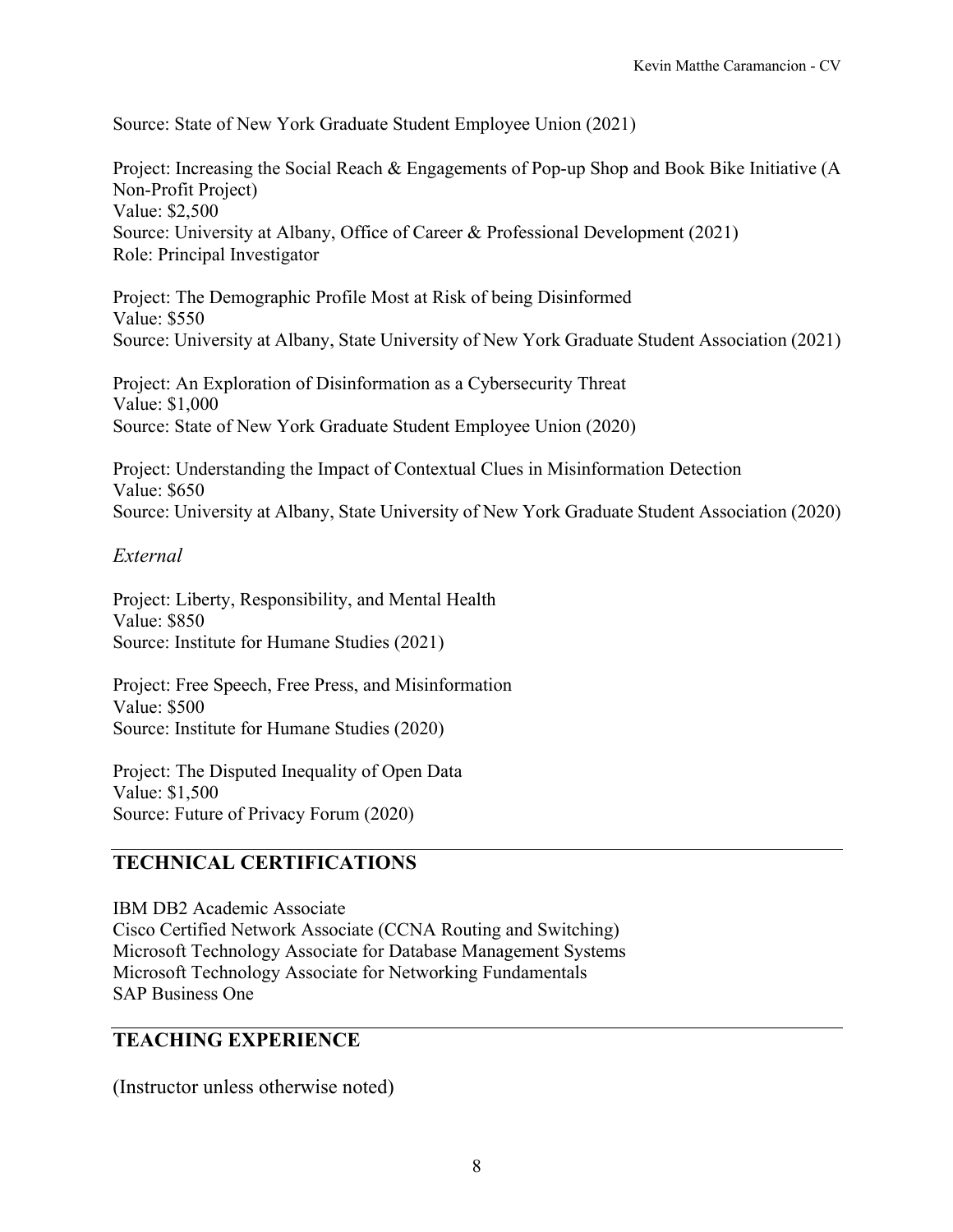Source: State of New York Graduate Student Employee Union (2021)

Project: Increasing the Social Reach & Engagements of Pop-up Shop and Book Bike Initiative (A Non-Profit Project)
Value: $2,500
Source: University at Albany, Office of Career & Professional Development (2021)
Role: Principal Investigator

Project: The Demographic Profile Most at Risk of being Disinformed
Value: $550
Source: University at Albany, State University of New York Graduate Student Association (2021)

Project: An Exploration of Disinformation as a Cybersecurity Threat
Value: $1,000
Source: State of New York Graduate Student Employee Union (2020)

Project: Understanding the Impact of Contextual Clues in Misinformation Detection
Value: $650
Source: University at Albany, State University of New York Graduate Student Association (2020)

*External*

Project: Liberty, Responsibility, and Mental Health
Value: $850
Source: Institute for Humane Studies (2021)

Project: Free Speech, Free Press, and Misinformation
Value: $500
Source: Institute for Humane Studies (2020)

Project: The Disputed Inequality of Open Data
Value: $1,500
Source: Future of Privacy Forum (2020)

## TECHNICAL CERTIFICATIONS

IBM DB2 Academic Associate
Cisco Certified Network Associate (CCNA Routing and Switching)
Microsoft Technology Associate for Database Management Systems
Microsoft Technology Associate for Networking Fundamentals
SAP Business One

## TEACHING EXPERIENCE

(Instructor unless otherwise noted)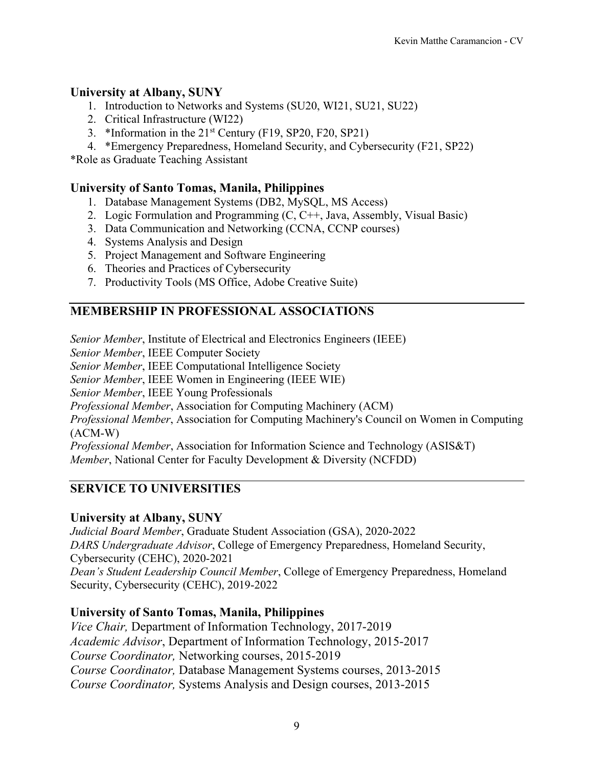### University at Albany, SUNY

1. Introduction to Networks and Systems (SU20, WI21, SU21, SU22)
2. Critical Infrastructure (WI22)
3. *Information in the 21st Century (F19, SP20, F20, SP21)
4. *Emergency Preparedness, Homeland Security, and Cybersecurity (F21, SP22)

*Role as Graduate Teaching Assistant

### University of Santo Tomas, Manila, Philippines

1. Database Management Systems (DB2, MySQL, MS Access)
2. Logic Formulation and Programming (C, C++, Java, Assembly, Visual Basic)
3. Data Communication and Networking (CCNA, CCNP courses)
4. Systems Analysis and Design
5. Project Management and Software Engineering
6. Theories and Practices of Cybersecurity
7. Productivity Tools (MS Office, Adobe Creative Suite)

## MEMBERSHIP IN PROFESSIONAL ASSOCIATIONS

*Senior Member*, Institute of Electrical and Electronics Engineers (IEEE)
*Senior Member*, IEEE Computer Society
*Senior Member*, IEEE Computational Intelligence Society
*Senior Member*, IEEE Women in Engineering (IEEE WIE)
*Senior Member*, IEEE Young Professionals
*Professional Member*, Association for Computing Machinery (ACM)
*Professional Member*, Association for Computing Machinery's Council on Women in Computing (ACM-W)
*Professional Member*, Association for Information Science and Technology (ASIS&T)
*Member*, National Center for Faculty Development & Diversity (NCFDD)

## SERVICE TO UNIVERSITIES

### University at Albany, SUNY

*Judicial Board Member*, Graduate Student Association (GSA), 2020-2022
*DARS Undergraduate Advisor*, College of Emergency Preparedness, Homeland Security, Cybersecurity (CEHC), 2020-2021
*Dean's Student Leadership Council Member*, College of Emergency Preparedness, Homeland Security, Cybersecurity (CEHC), 2019-2022

### University of Santo Tomas, Manila, Philippines

*Vice Chair,* Department of Information Technology, 2017-2019
*Academic Advisor*, Department of Information Technology, 2015-2017
*Course Coordinator,* Networking courses, 2015-2019
*Course Coordinator,* Database Management Systems courses, 2013-2015
*Course Coordinator,* Systems Analysis and Design courses, 2013-2015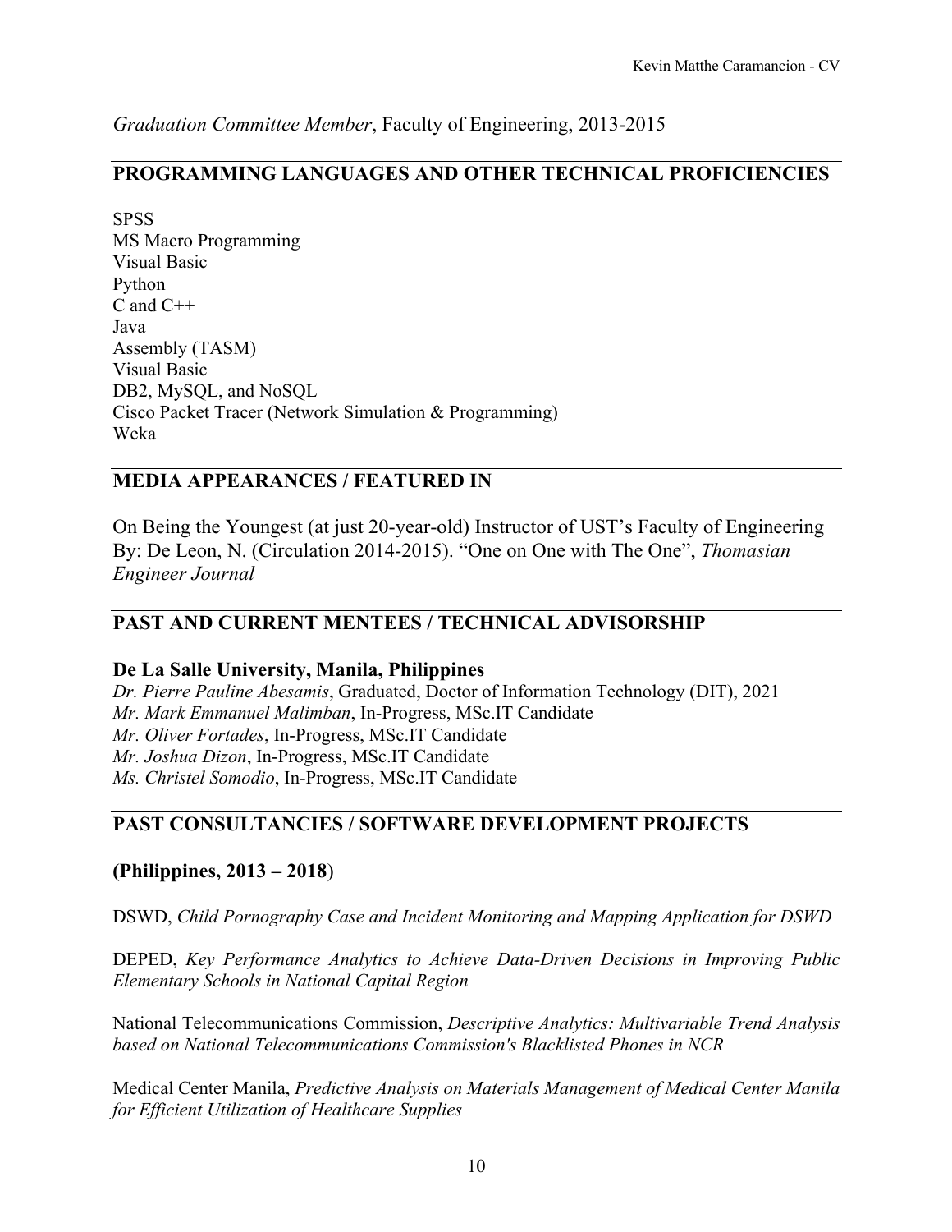*Graduation Committee Member*, Faculty of Engineering, 2013-2015

## PROGRAMMING LANGUAGES AND OTHER TECHNICAL PROFICIENCIES

SPSS
MS Macro Programming
Visual Basic
Python
C and C++
Java
Assembly (TASM)
Visual Basic
DB2, MySQL, and NoSQL
Cisco Packet Tracer (Network Simulation & Programming)
Weka

## MEDIA APPEARANCES / FEATURED IN

On Being the Youngest (at just 20-year-old) Instructor of UST's Faculty of Engineering
By: De Leon, N. (Circulation 2014-2015). "One on One with The One", *Thomasian Engineer Journal*

## PAST AND CURRENT MENTEES / TECHNICAL ADVISORSHIP

### De La Salle University, Manila, Philippines

*Dr. Pierre Pauline Abesamis*, Graduated, Doctor of Information Technology (DIT), 2021
*Mr. Mark Emmanuel Malimban*, In-Progress, MSc.IT Candidate
*Mr. Oliver Fortades*, In-Progress, MSc.IT Candidate
*Mr. Joshua Dizon*, In-Progress, MSc.IT Candidate
*Ms. Christel Somodio*, In-Progress, MSc.IT Candidate

## PAST CONSULTANCIES / SOFTWARE DEVELOPMENT PROJECTS

### (Philippines, 2013 – 2018)

DSWD, *Child Pornography Case and Incident Monitoring and Mapping Application for DSWD*

DEPED, *Key Performance Analytics to Achieve Data-Driven Decisions in Improving Public Elementary Schools in National Capital Region*

National Telecommunications Commission, *Descriptive Analytics: Multivariable Trend Analysis based on National Telecommunications Commission's Blacklisted Phones in NCR*

Medical Center Manila, *Predictive Analysis on Materials Management of Medical Center Manila for Efficient Utilization of Healthcare Supplies*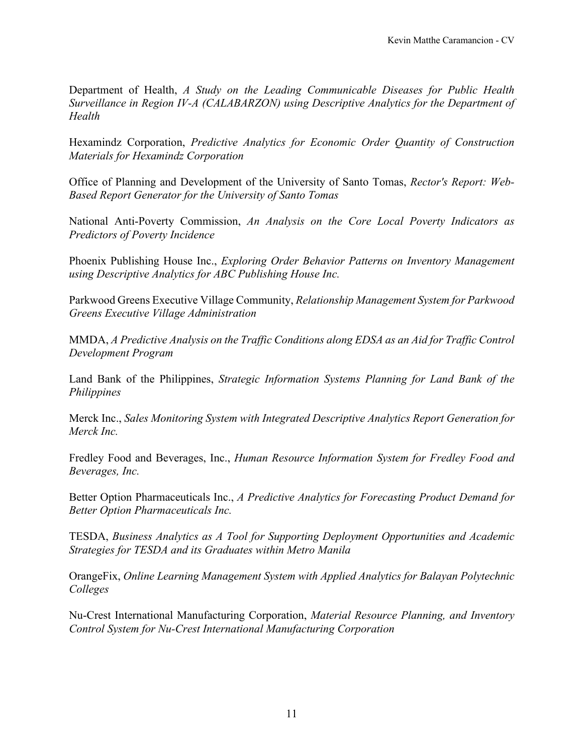Department of Health, *A Study on the Leading Communicable Diseases for Public Health Surveillance in Region IV-A (CALABARZON) using Descriptive Analytics for the Department of Health*

Hexamindz Corporation, *Predictive Analytics for Economic Order Quantity of Construction Materials for Hexamindz Corporation*

Office of Planning and Development of the University of Santo Tomas, *Rector's Report: Web-Based Report Generator for the University of Santo Tomas*

National Anti-Poverty Commission, *An Analysis on the Core Local Poverty Indicators as Predictors of Poverty Incidence*

Phoenix Publishing House Inc., *Exploring Order Behavior Patterns on Inventory Management using Descriptive Analytics for ABC Publishing House Inc.*

Parkwood Greens Executive Village Community, *Relationship Management System for Parkwood Greens Executive Village Administration*

MMDA, *A Predictive Analysis on the Traffic Conditions along EDSA as an Aid for Traffic Control Development Program*

Land Bank of the Philippines, *Strategic Information Systems Planning for Land Bank of the Philippines*

Merck Inc., *Sales Monitoring System with Integrated Descriptive Analytics Report Generation for Merck Inc.*

Fredley Food and Beverages, Inc., *Human Resource Information System for Fredley Food and Beverages, Inc.*

Better Option Pharmaceuticals Inc., *A Predictive Analytics for Forecasting Product Demand for Better Option Pharmaceuticals Inc.*

TESDA, *Business Analytics as A Tool for Supporting Deployment Opportunities and Academic Strategies for TESDA and its Graduates within Metro Manila*

OrangeFix, *Online Learning Management System with Applied Analytics for Balayan Polytechnic Colleges*

Nu-Crest International Manufacturing Corporation, *Material Resource Planning, and Inventory Control System for Nu-Crest International Manufacturing Corporation*